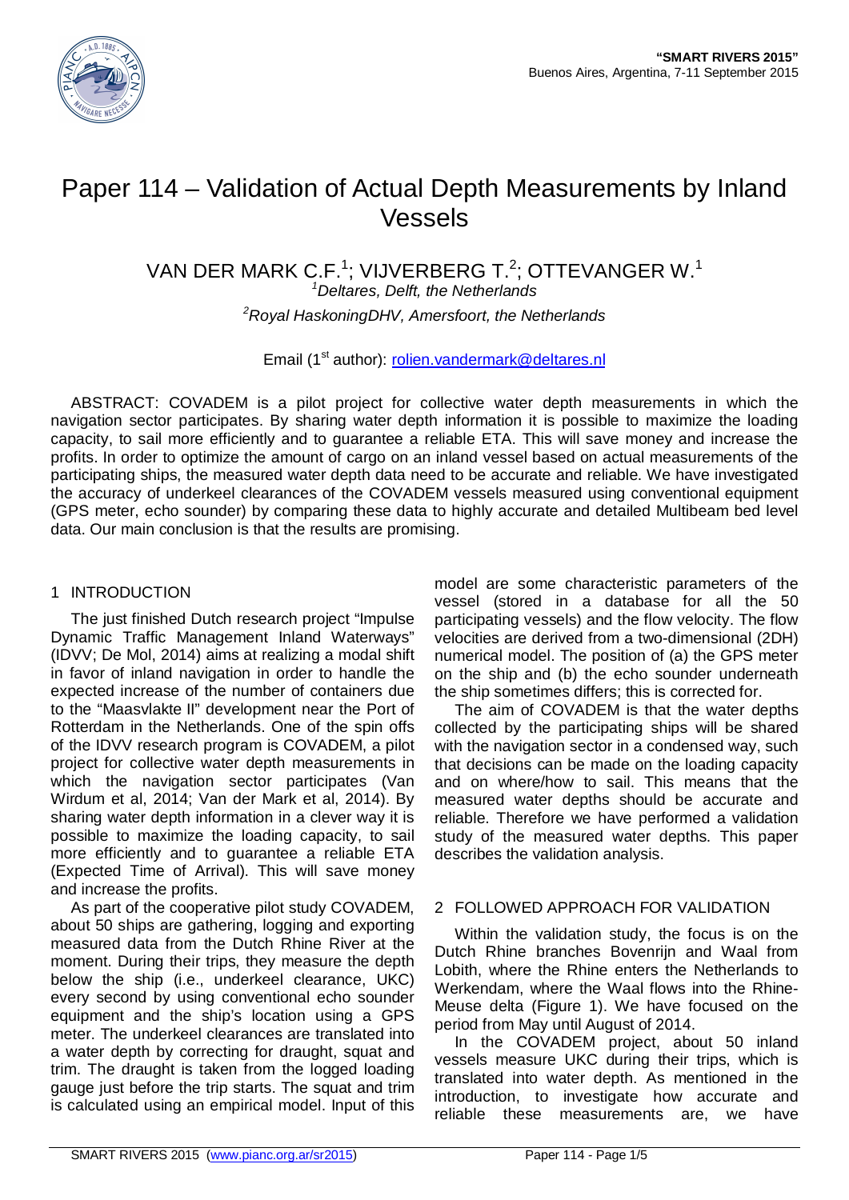# Paper 114 – Validation of Actual Depth Measurements by Inland Vessels

VAN DER MARK C.F.[1]; VIJVERBERG T.[2]; OTTEVANGER W.[1]

[1]*Deltares, Delft, the Netherlands*

[2]*Royal HaskoningDHV, Amersfoort, the Netherlands*

Email (1st author): rolien.vandermark@deltares.nl

ABSTRACT: COVADEM is a pilot project for collective water depth measurements in which the navigation sector participates. By sharing water depth information it is possible to maximize the loading capacity, to sail more efficiently and to guarantee a reliable ETA. This will save money and increase the profits. In order to optimize the amount of cargo on an inland vessel based on actual measurements of the participating ships, the measured water depth data need to be accurate and reliable. We have investigated the accuracy of underkeel clearances of the COVADEM vessels measured using conventional equipment (GPS meter, echo sounder) by comparing these data to highly accurate and detailed Multibeam bed level data. Our main conclusion is that the results are promising.

## 1 INTRODUCTION

The just finished Dutch research project "Impulse Dynamic Traffic Management Inland Waterways" (IDVV; De Mol, 2014) aims at realizing a modal shift in favor of inland navigation in order to handle the expected increase of the number of containers due to the "Maasvlakte II" development near the Port of Rotterdam in the Netherlands. One of the spin offs of the IDVV research program is COVADEM, a pilot project for collective water depth measurements in which the navigation sector participates (Van Wirdum et al, 2014; Van der Mark et al, 2014). By sharing water depth information in a clever way it is possible to maximize the loading capacity, to sail more efficiently and to guarantee a reliable ETA (Expected Time of Arrival). This will save money and increase the profits.

As part of the cooperative pilot study COVADEM, about 50 ships are gathering, logging and exporting measured data from the Dutch Rhine River at the moment. During their trips, they measure the depth below the ship (i.e., underkeel clearance, UKC) every second by using conventional echo sounder equipment and the ship's location using a GPS meter. The underkeel clearances are translated into a water depth by correcting for draught, squat and trim. The draught is taken from the logged loading gauge just before the trip starts. The squat and trim is calculated using an empirical model. Input of this model are some characteristic parameters of the vessel (stored in a database for all the 50 participating vessels) and the flow velocity. The flow velocities are derived from a two-dimensional (2DH) numerical model. The position of (a) the GPS meter on the ship and (b) the echo sounder underneath the ship sometimes differs; this is corrected for.

The aim of COVADEM is that the water depths collected by the participating ships will be shared with the navigation sector in a condensed way, such that decisions can be made on the loading capacity and on where/how to sail. This means that the measured water depths should be accurate and reliable. Therefore we have performed a validation study of the measured water depths. This paper describes the validation analysis.

## 2 FOLLOWED APPROACH FOR VALIDATION

Within the validation study, the focus is on the Dutch Rhine branches Bovenrijn and Waal from Lobith, where the Rhine enters the Netherlands to Werkendam, where the Waal flows into the Rhine-Meuse delta (Figure 1). We have focused on the period from May until August of 2014.

In the COVADEM project, about 50 inland vessels measure UKC during their trips, which is translated into water depth. As mentioned in the introduction, to investigate how accurate and reliable these measurements are, we have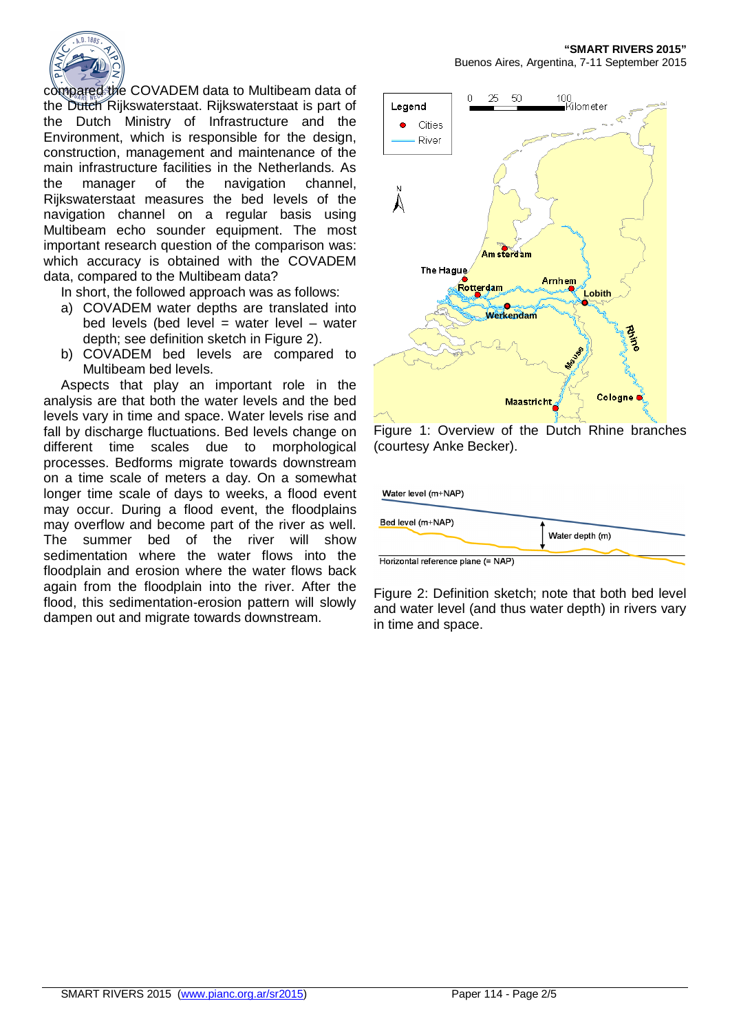compared the COVADEM data to Multibeam data of the Dutch Rijkswaterstaat. Rijkswaterstaat is part of the Dutch Ministry of Infrastructure and the Environment, which is responsible for the design, construction, management and maintenance of the main infrastructure facilities in the Netherlands. As the manager of the navigation channel, Rijkswaterstaat measures the bed levels of the navigation channel on a regular basis using Multibeam echo sounder equipment. The most important research question of the comparison was: which accuracy is obtained with the COVADEM data, compared to the Multibeam data?

In short, the followed approach was as follows:

a) COVADEM water depths are translated into bed levels (bed level = water level – water depth; see definition sketch in Figure 2).
b) COVADEM bed levels are compared to Multibeam bed levels.

Aspects that play an important role in the analysis are that both the water levels and the bed levels vary in time and space. Water levels rise and fall by discharge fluctuations. Bed levels change on different time scales due to morphological processes. Bedforms migrate towards downstream on a time scale of meters a day. On a somewhat longer time scale of days to weeks, a flood event may occur. During a flood event, the floodplains may overflow and become part of the river as well. The summer bed of the river will show sedimentation where the water flows into the floodplain and erosion where the water flows back again from the floodplain into the river. After the flood, this sedimentation-erosion pattern will slowly dampen out and migrate towards downstream.

Figure 1: Overview of the Dutch Rhine branches (courtesy Anke Becker).

Figure 2: Definition sketch; note that both bed level and water level (and thus water depth) in rivers vary in time and space.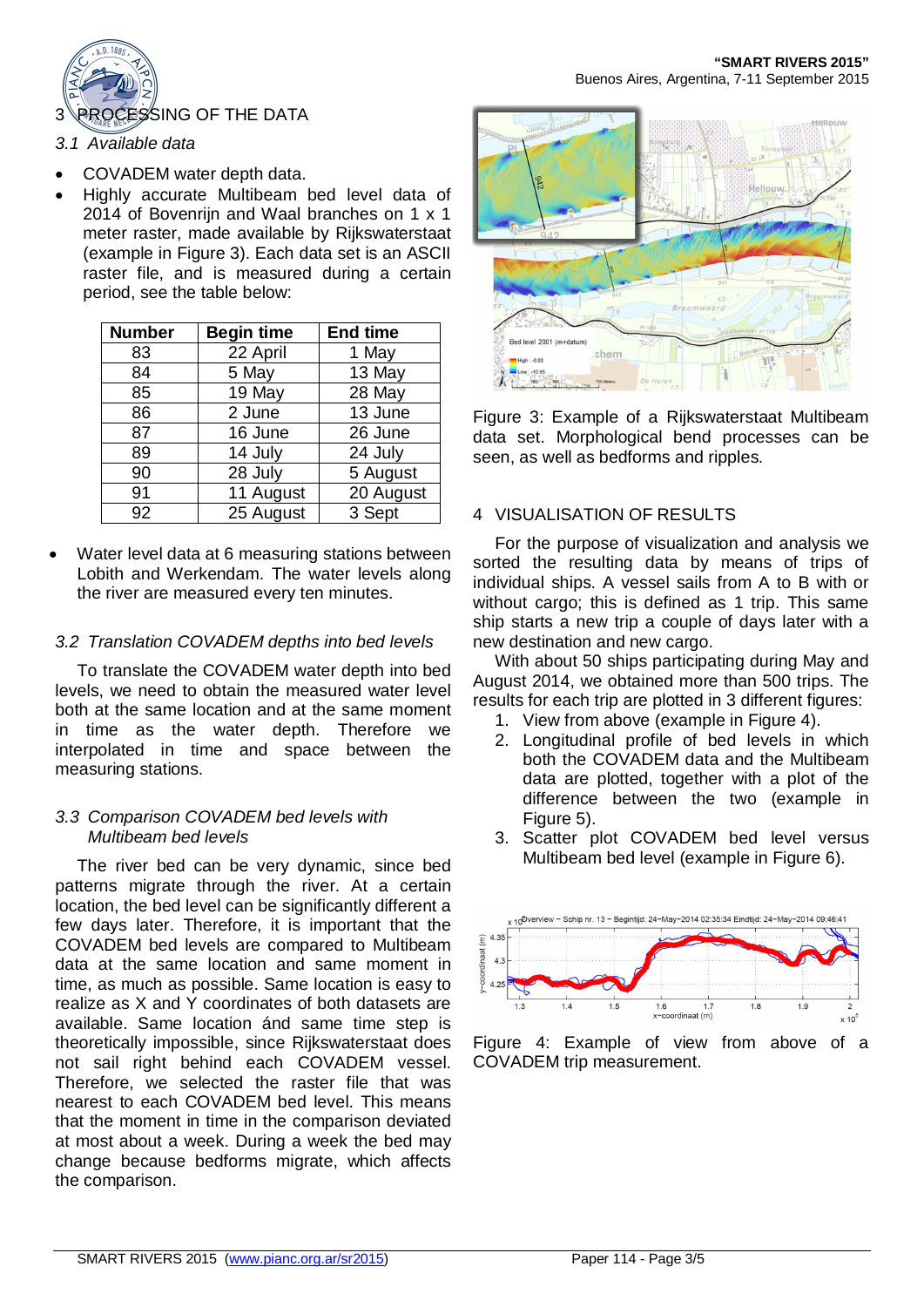## 3 PROCESSING OF THE DATA

### *3.1 Available data*

- COVADEM water depth data.
- Highly accurate Multibeam bed level data of 2014 of Bovenrijn and Waal branches on 1 x 1 meter raster, made available by Rijkswaterstaat (example in Figure 3). Each data set is an ASCII raster file, and is measured during a certain period, see the table below:

| Number | Begin time | End time |
|---|---|---|
| 83 | 22 April | 1 May |
| 84 | 5 May | 13 May |
| 85 | 19 May | 28 May |
| 86 | 2 June | 13 June |
| 87 | 16 June | 26 June |
| 89 | 14 July | 24 July |
| 90 | 28 July | 5 August |
| 91 | 11 August | 20 August |
| 92 | 25 August | 3 Sept |

- Water level data at 6 measuring stations between Lobith and Werkendam. The water levels along the river are measured every ten minutes.

### *3.2 Translation COVADEM depths into bed levels*

To translate the COVADEM water depth into bed levels, we need to obtain the measured water level both at the same location and at the same moment in time as the water depth. Therefore we interpolated in time and space between the measuring stations.

### *3.3 Comparison COVADEM bed levels with Multibeam bed levels*

The river bed can be very dynamic, since bed patterns migrate through the river. At a certain location, the bed level can be significantly different a few days later. Therefore, it is important that the COVADEM bed levels are compared to Multibeam data at the same location and same moment in time, as much as possible. Same location is easy to realize as X and Y coordinates of both datasets are available. Same location ánd same time step is theoretically impossible, since Rijkswaterstaat does not sail right behind each COVADEM vessel. Therefore, we selected the raster file that was nearest to each COVADEM bed level. This means that the moment in time in the comparison deviated at most about a week. During a week the bed may change because bedforms migrate, which affects the comparison.

Figure 3: Example of a Rijkswaterstaat Multibeam data set. Morphological bend processes can be seen, as well as bedforms and ripples.

## 4 VISUALISATION OF RESULTS

For the purpose of visualization and analysis we sorted the resulting data by means of trips of individual ships. A vessel sails from A to B with or without cargo; this is defined as 1 trip. This same ship starts a new trip a couple of days later with a new destination and new cargo.

With about 50 ships participating during May and August 2014, we obtained more than 500 trips. The results for each trip are plotted in 3 different figures:

1. View from above (example in Figure 4).
2. Longitudinal profile of bed levels in which both the COVADEM data and the Multibeam data are plotted, together with a plot of the difference between the two (example in Figure 5).
3. Scatter plot COVADEM bed level versus Multibeam bed level (example in Figure 6).

Figure 4: Example of view from above of a COVADEM trip measurement.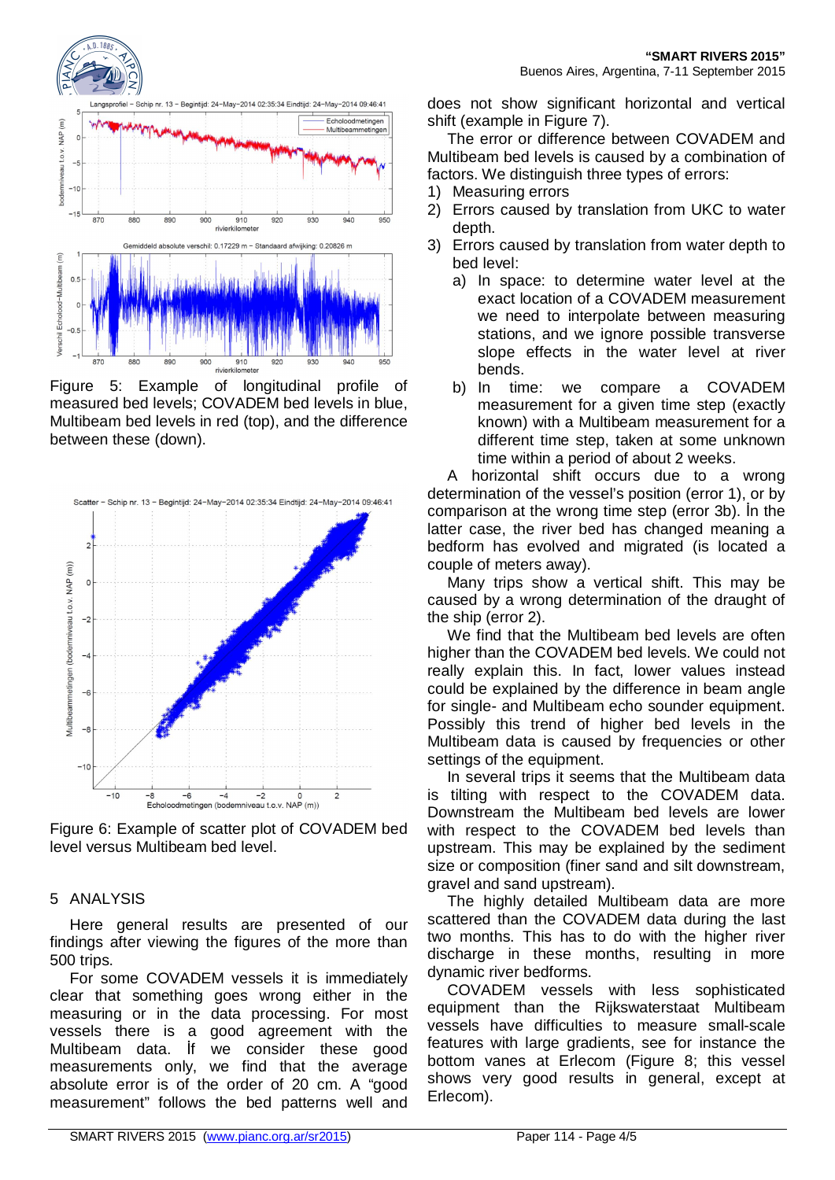Figure 5: Example of longitudinal profile of measured bed levels; COVADEM bed levels in blue, Multibeam bed levels in red (top), and the difference between these (down).

Figure 6: Example of scatter plot of COVADEM bed level versus Multibeam bed level.

## 5 ANALYSIS

Here general results are presented of our findings after viewing the figures of the more than 500 trips.

For some COVADEM vessels it is immediately clear that something goes wrong either in the measuring or in the data processing. For most vessels there is a good agreement with the Multibeam data. İf we consider these good measurements only, we find that the average absolute error is of the order of 20 cm. A "good measurement" follows the bed patterns well and does not show significant horizontal and vertical shift (example in Figure 7).

The error or difference between COVADEM and Multibeam bed levels is caused by a combination of factors. We distinguish three types of errors:

1) Measuring errors
2) Errors caused by translation from UKC to water depth.
3) Errors caused by translation from water depth to bed level:
   a) In space: to determine water level at the exact location of a COVADEM measurement we need to interpolate between measuring stations, and we ignore possible transverse slope effects in the water level at river bends.
   b) In time: we compare a COVADEM measurement for a given time step (exactly known) with a Multibeam measurement for a different time step, taken at some unknown time within a period of about 2 weeks.

A horizontal shift occurs due to a wrong determination of the vessel's position (error 1), or by comparison at the wrong time step (error 3b). İn the latter case, the river bed has changed meaning a bedform has evolved and migrated (is located a couple of meters away).

Many trips show a vertical shift. This may be caused by a wrong determination of the draught of the ship (error 2).

We find that the Multibeam bed levels are often higher than the COVADEM bed levels. We could not really explain this. In fact, lower values instead could be explained by the difference in beam angle for single- and Multibeam echo sounder equipment. Possibly this trend of higher bed levels in the Multibeam data is caused by frequencies or other settings of the equipment.

In several trips it seems that the Multibeam data is tilting with respect to the COVADEM data. Downstream the Multibeam bed levels are lower with respect to the COVADEM bed levels than upstream. This may be explained by the sediment size or composition (finer sand and silt downstream, gravel and sand upstream).

The highly detailed Multibeam data are more scattered than the COVADEM data during the last two months. This has to do with the higher river discharge in these months, resulting in more dynamic river bedforms.

COVADEM vessels with less sophisticated equipment than the Rijkswaterstaat Multibeam vessels have difficulties to measure small-scale features with large gradients, see for instance the bottom vanes at Erlecom (Figure 8; this vessel shows very good results in general, except at Erlecom).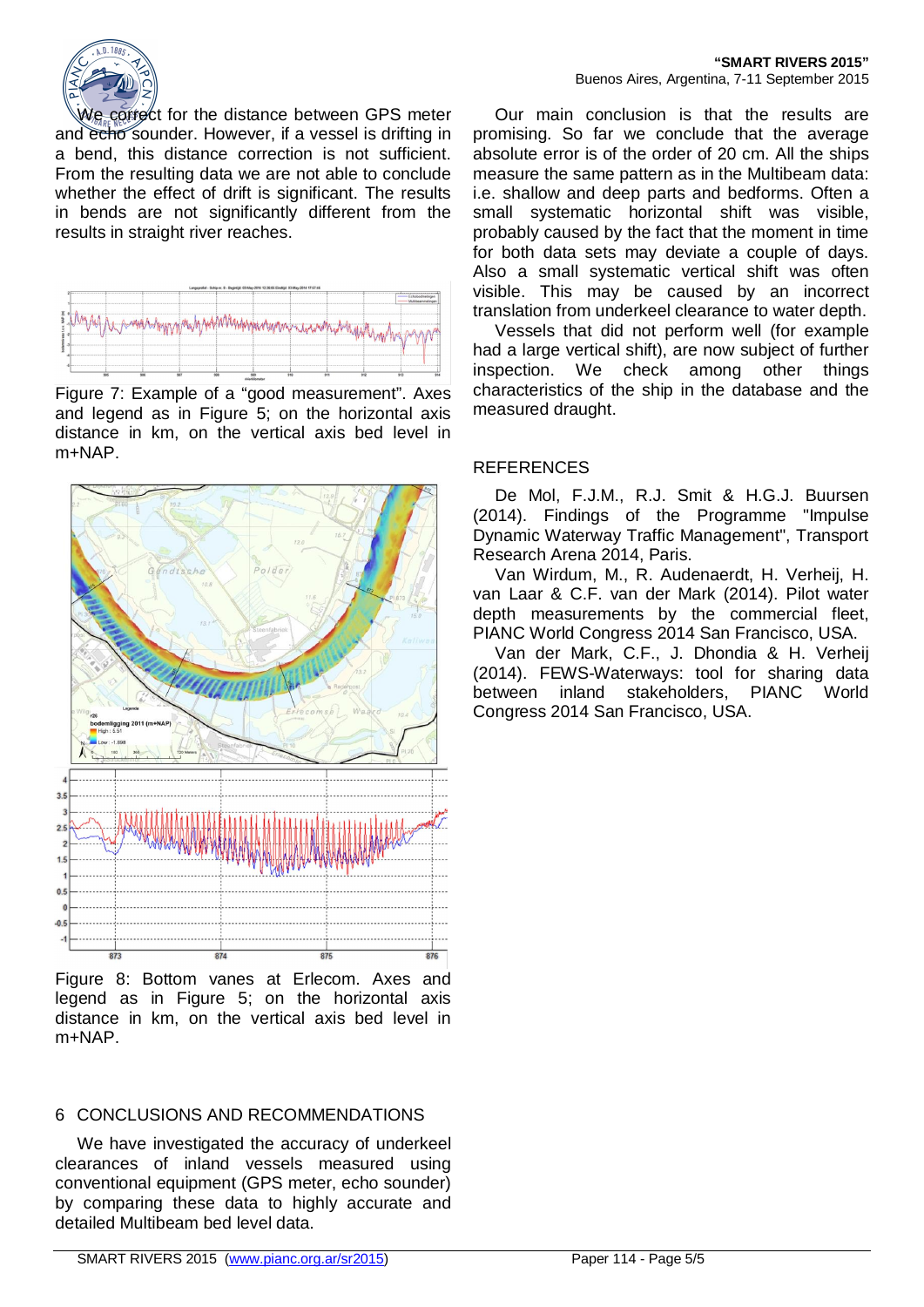We correct for the distance between GPS meter and echo sounder. However, if a vessel is drifting in a bend, this distance correction is not sufficient. From the resulting data we are not able to conclude whether the effect of drift is significant. The results in bends are not significantly different from the results in straight river reaches.

Figure 7: Example of a "good measurement". Axes and legend as in Figure 5; on the horizontal axis distance in km, on the vertical axis bed level in m+NAP.

Figure 8: Bottom vanes at Erlecom. Axes and legend as in Figure 5; on the horizontal axis distance in km, on the vertical axis bed level in m+NAP.

## 6 CONCLUSIONS AND RECOMMENDATIONS

We have investigated the accuracy of underkeel clearances of inland vessels measured using conventional equipment (GPS meter, echo sounder) by comparing these data to highly accurate and detailed Multibeam bed level data.

Our main conclusion is that the results are promising. So far we conclude that the average absolute error is of the order of 20 cm. All the ships measure the same pattern as in the Multibeam data: i.e. shallow and deep parts and bedforms. Often a small systematic horizontal shift was visible, probably caused by the fact that the moment in time for both data sets may deviate a couple of days. Also a small systematic vertical shift was often visible. This may be caused by an incorrect translation from underkeel clearance to water depth.

Vessels that did not perform well (for example had a large vertical shift), are now subject of further inspection. We check among other things characteristics of the ship in the database and the measured draught.

## REFERENCES

De Mol, F.J.M., R.J. Smit & H.G.J. Buursen (2014). Findings of the Programme "Impulse Dynamic Waterway Traffic Management", Transport Research Arena 2014, Paris.

Van Wirdum, M., R. Audenaerdt, H. Verheij, H. van Laar & C.F. van der Mark (2014). Pilot water depth measurements by the commercial fleet, PIANC World Congress 2014 San Francisco, USA.

Van der Mark, C.F., J. Dhondia & H. Verheij (2014). FEWS-Waterways: tool for sharing data between inland stakeholders, PIANC World Congress 2014 San Francisco, USA.